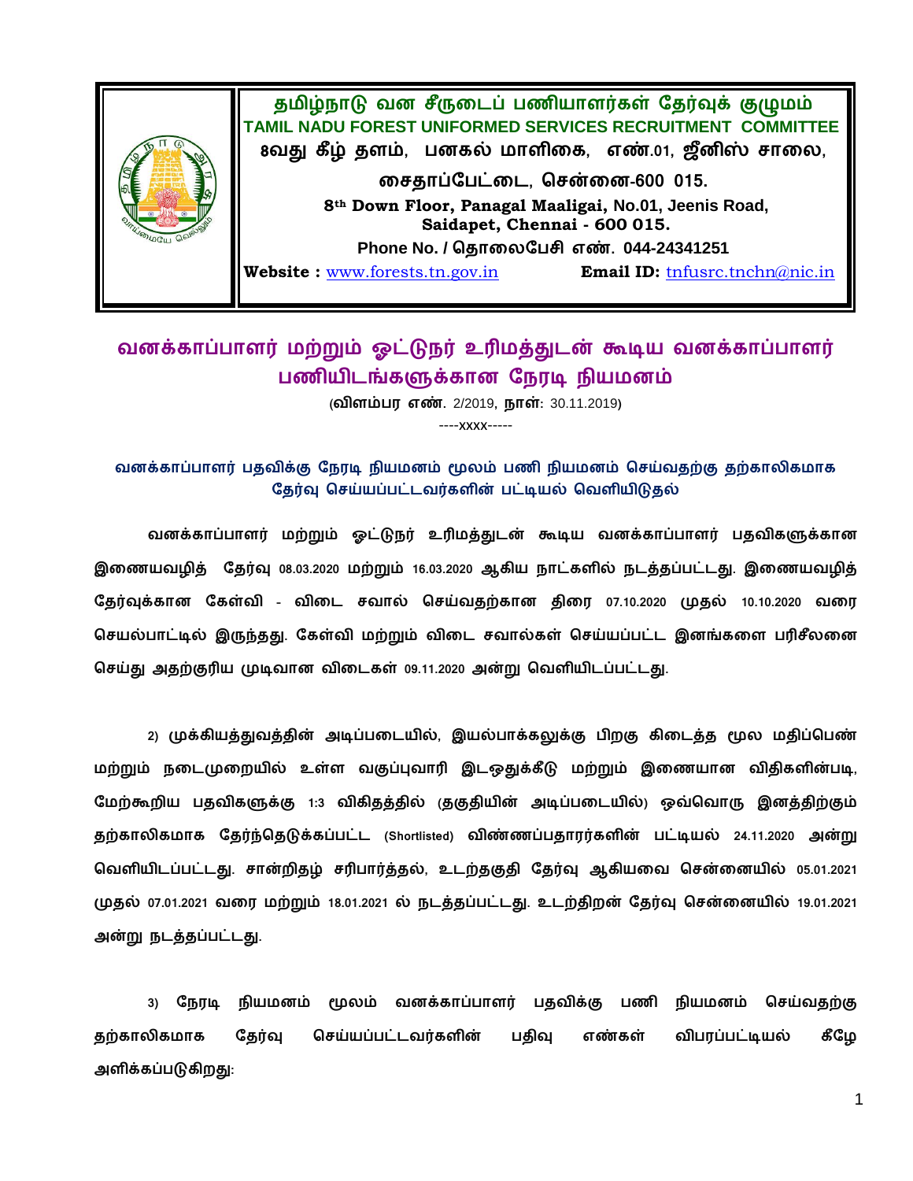**தமிழ்நாடு வன சீருடைப் பணியாளர்கள் தேர்வுக் குழுமம்**
**TAMIL NADU FOREST UNIFORMED SERVICES RECRUITMENT COMMITTEE**
**8வது கீழ் தளம், பனகல் மாளிகை, எண்.01, ஜீனிஸ் சாலை,**
**சைதாப்பேட்டை, சென்னை-600 015.**
**8th Down Floor, Panagal Maaligai, No.01, Jeenis Road, Saidapet, Chennai - 600 015.**
**Phone No. / தொலைபேசி எண். 044-24341251**
**Website :** www.forests.tn.gov.in **Email ID:** tnfusrc.tnchn@nic.in

# வனக்காப்பாளர் மற்றும் ஓட்டுநர் உரிமத்துடன் கூடிய வனக்காப்பாளர் பணியிடங்களுக்கான நேரடி நியமனம்

(விளம்பர எண். 2/2019, நாள்: 30.11.2019)

----xxxx-----

## வனக்காப்பாளர் பதவிக்கு நேரடி நியமனம் மூலம் பணி நியமனம் செய்வதற்கு தற்காலிகமாக தேர்வு செய்யப்பட்டவர்களின் பட்டியல் வெளியிடுதல்

வனக்காப்பாளர் மற்றும் ஓட்டுநர் உரிமத்துடன் கூடிய வனக்காப்பாளர் பதவிகளுக்கான இணையவழித் தேர்வு 08.03.2020 மற்றும் 16.03.2020 ஆகிய நாட்களில் நடத்தப்பட்டது. இணையவழித் தேர்வுக்கான கேள்வி - விடை சவால் செய்வதற்கான திரை 07.10.2020 முதல் 10.10.2020 வரை செயல்பாட்டில் இருந்தது. கேள்வி மற்றும் விடை சவால்கள் செய்யப்பட்ட இனங்களை பரிசீலனை செய்து அதற்குரிய முடிவான விடைகள் 09.11.2020 அன்று வெளியிடப்பட்டது.

2) முக்கியத்துவத்தின் அடிப்படையில், இயல்பாக்கலுக்கு பிறகு கிடைத்த மூல மதிப்பெண் மற்றும் நடைமுறையில் உள்ள வகுப்புவாரி இடஒதுக்கீடு மற்றும் இணையான விதிகளின்படி, மேற்கூறிய பதவிகளுக்கு 1:3 விகிதத்தில் (தகுதியின் அடிப்படையில்) ஒவ்வொரு இனத்திற்கும் தற்காலிகமாக தேர்ந்தெடுக்கப்பட்ட (Shortlisted) விண்ணப்பதாரர்களின் பட்டியல் 24.11.2020 அன்று வெளியிடப்பட்டது. சான்றிதழ் சரிபார்த்தல், உடற்தகுதி தேர்வு ஆகியவை சென்னையில் 05.01.2021 முதல் 07.01.2021 வரை மற்றும் 18.01.2021 ல் நடத்தப்பட்டது. உடற்திறன் தேர்வு சென்னையில் 19.01.2021 அன்று நடத்தப்பட்டது.

3) நேரடி நியமனம் மூலம் வனக்காப்பாளர் பதவிக்கு பணி நியமனம் செய்வதற்கு தற்காலிகமாக தேர்வு செய்யப்பட்டவர்களின் பதிவு எண்கள் விபரப்பட்டியல் கீழே அளிக்கப்படுகிறது: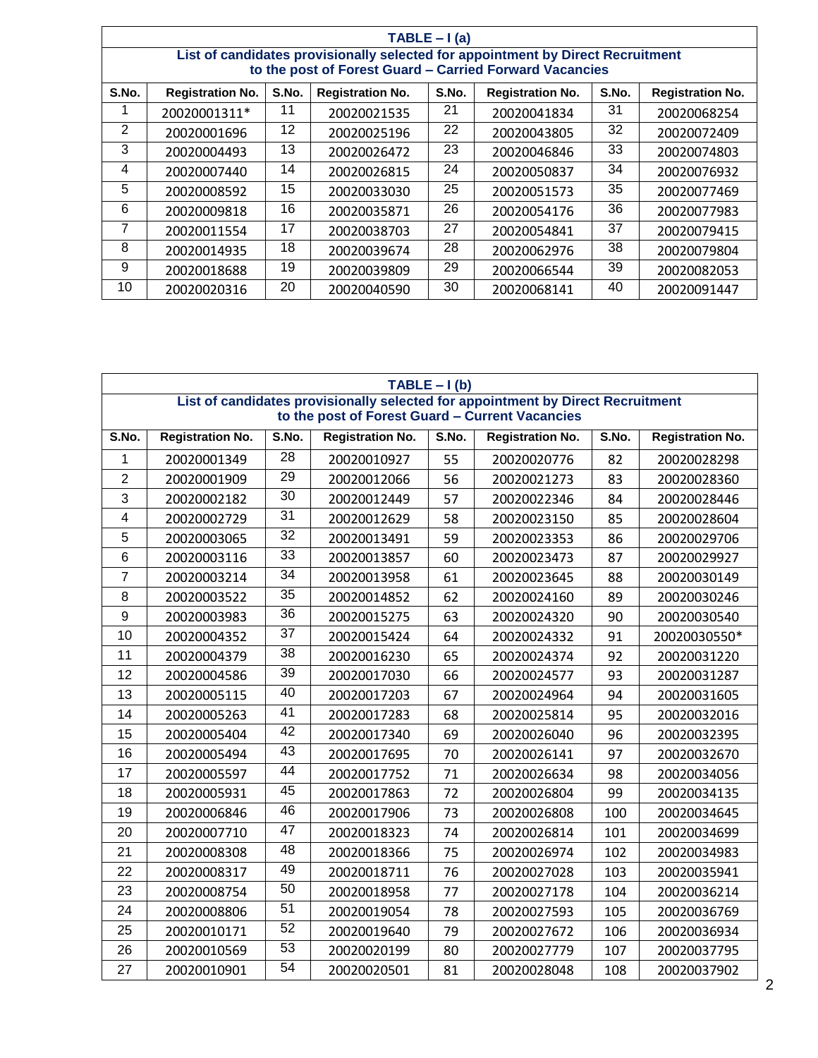**TABLE – I (a)**

**List of candidates provisionally selected for appointment by Direct Recruitment to the post of Forest Guard – Carried Forward Vacancies**

| S.No. | Registration No. | S.No. | Registration No. | S.No. | Registration No. | S.No. | Registration No. |
|---|---|---|---|---|---|---|---|
| 1 | 20020001311* | 11 | 20020021535 | 21 | 20020041834 | 31 | 20020068254 |
| 2 | 20020001696 | 12 | 20020025196 | 22 | 20020043805 | 32 | 20020072409 |
| 3 | 20020004493 | 13 | 20020026472 | 23 | 20020046846 | 33 | 20020074803 |
| 4 | 20020007440 | 14 | 20020026815 | 24 | 20020050837 | 34 | 20020076932 |
| 5 | 20020008592 | 15 | 20020033030 | 25 | 20020051573 | 35 | 20020077469 |
| 6 | 20020009818 | 16 | 20020035871 | 26 | 20020054176 | 36 | 20020077983 |
| 7 | 20020011554 | 17 | 20020038703 | 27 | 20020054841 | 37 | 20020079415 |
| 8 | 20020014935 | 18 | 20020039674 | 28 | 20020062976 | 38 | 20020079804 |
| 9 | 20020018688 | 19 | 20020039809 | 29 | 20020066544 | 39 | 20020082053 |
| 10 | 20020020316 | 20 | 20020040590 | 30 | 20020068141 | 40 | 20020091447 |

**TABLE – I (b)**

**List of candidates provisionally selected for appointment by Direct Recruitment to the post of Forest Guard – Current Vacancies**

| S.No. | Registration No. | S.No. | Registration No. | S.No. | Registration No. | S.No. | Registration No. |
|---|---|---|---|---|---|---|---|
| 1 | 20020001349 | 28 | 20020010927 | 55 | 20020020776 | 82 | 20020028298 |
| 2 | 20020001909 | 29 | 20020012066 | 56 | 20020021273 | 83 | 20020028360 |
| 3 | 20020002182 | 30 | 20020012449 | 57 | 20020022346 | 84 | 20020028446 |
| 4 | 20020002729 | 31 | 20020012629 | 58 | 20020023150 | 85 | 20020028604 |
| 5 | 20020003065 | 32 | 20020013491 | 59 | 20020023353 | 86 | 20020029706 |
| 6 | 20020003116 | 33 | 20020013857 | 60 | 20020023473 | 87 | 20020029927 |
| 7 | 20020003214 | 34 | 20020013958 | 61 | 20020023645 | 88 | 20020030149 |
| 8 | 20020003522 | 35 | 20020014852 | 62 | 20020024160 | 89 | 20020030246 |
| 9 | 20020003983 | 36 | 20020015275 | 63 | 20020024320 | 90 | 20020030540 |
| 10 | 20020004352 | 37 | 20020015424 | 64 | 20020024332 | 91 | 20020030550* |
| 11 | 20020004379 | 38 | 20020016230 | 65 | 20020024374 | 92 | 20020031220 |
| 12 | 20020004586 | 39 | 20020017030 | 66 | 20020024577 | 93 | 20020031287 |
| 13 | 20020005115 | 40 | 20020017203 | 67 | 20020024964 | 94 | 20020031605 |
| 14 | 20020005263 | 41 | 20020017283 | 68 | 20020025814 | 95 | 20020032016 |
| 15 | 20020005404 | 42 | 20020017340 | 69 | 20020026040 | 96 | 20020032395 |
| 16 | 20020005494 | 43 | 20020017695 | 70 | 20020026141 | 97 | 20020032670 |
| 17 | 20020005597 | 44 | 20020017752 | 71 | 20020026634 | 98 | 20020034056 |
| 18 | 20020005931 | 45 | 20020017863 | 72 | 20020026804 | 99 | 20020034135 |
| 19 | 20020006846 | 46 | 20020017906 | 73 | 20020026808 | 100 | 20020034645 |
| 20 | 20020007710 | 47 | 20020018323 | 74 | 20020026814 | 101 | 20020034699 |
| 21 | 20020008308 | 48 | 20020018366 | 75 | 20020026974 | 102 | 20020034983 |
| 22 | 20020008317 | 49 | 20020018711 | 76 | 20020027028 | 103 | 20020035941 |
| 23 | 20020008754 | 50 | 20020018958 | 77 | 20020027178 | 104 | 20020036214 |
| 24 | 20020008806 | 51 | 20020019054 | 78 | 20020027593 | 105 | 20020036769 |
| 25 | 20020010171 | 52 | 20020019640 | 79 | 20020027672 | 106 | 20020036934 |
| 26 | 20020010569 | 53 | 20020020199 | 80 | 20020027779 | 107 | 20020037795 |
| 27 | 20020010901 | 54 | 20020020501 | 81 | 20020028048 | 108 | 20020037902 |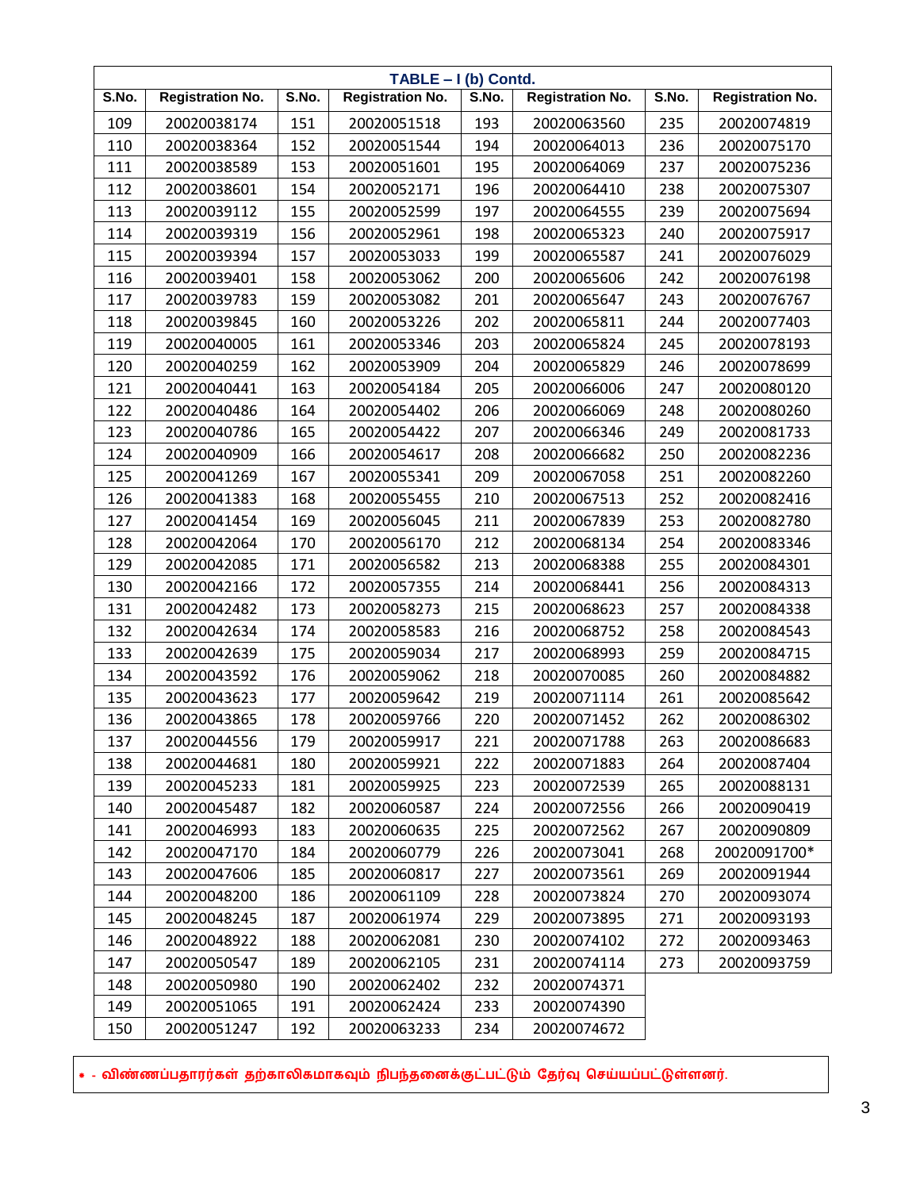**TABLE – I (b) Contd.**

| S.No. | Registration No. | S.No. | Registration No. | S.No. | Registration No. | S.No. | Registration No. |
|---|---|---|---|---|---|---|---|
| 109 | 20020038174 | 151 | 20020051518 | 193 | 20020063560 | 235 | 20020074819 |
| 110 | 20020038364 | 152 | 20020051544 | 194 | 20020064013 | 236 | 20020075170 |
| 111 | 20020038589 | 153 | 20020051601 | 195 | 20020064069 | 237 | 20020075236 |
| 112 | 20020038601 | 154 | 20020052171 | 196 | 20020064410 | 238 | 20020075307 |
| 113 | 20020039112 | 155 | 20020052599 | 197 | 20020064555 | 239 | 20020075694 |
| 114 | 20020039319 | 156 | 20020052961 | 198 | 20020065323 | 240 | 20020075917 |
| 115 | 20020039394 | 157 | 20020053033 | 199 | 20020065587 | 241 | 20020076029 |
| 116 | 20020039401 | 158 | 20020053062 | 200 | 20020065606 | 242 | 20020076198 |
| 117 | 20020039783 | 159 | 20020053082 | 201 | 20020065647 | 243 | 20020076767 |
| 118 | 20020039845 | 160 | 20020053226 | 202 | 20020065811 | 244 | 20020077403 |
| 119 | 20020040005 | 161 | 20020053346 | 203 | 20020065824 | 245 | 20020078193 |
| 120 | 20020040259 | 162 | 20020053909 | 204 | 20020065829 | 246 | 20020078699 |
| 121 | 20020040441 | 163 | 20020054184 | 205 | 20020066006 | 247 | 20020080120 |
| 122 | 20020040486 | 164 | 20020054402 | 206 | 20020066069 | 248 | 20020080260 |
| 123 | 20020040786 | 165 | 20020054422 | 207 | 20020066346 | 249 | 20020081733 |
| 124 | 20020040909 | 166 | 20020054617 | 208 | 20020066682 | 250 | 20020082236 |
| 125 | 20020041269 | 167 | 20020055341 | 209 | 20020067058 | 251 | 20020082260 |
| 126 | 20020041383 | 168 | 20020055455 | 210 | 20020067513 | 252 | 20020082416 |
| 127 | 20020041454 | 169 | 20020056045 | 211 | 20020067839 | 253 | 20020082780 |
| 128 | 20020042064 | 170 | 20020056170 | 212 | 20020068134 | 254 | 20020083346 |
| 129 | 20020042085 | 171 | 20020056582 | 213 | 20020068388 | 255 | 20020084301 |
| 130 | 20020042166 | 172 | 20020057355 | 214 | 20020068441 | 256 | 20020084313 |
| 131 | 20020042482 | 173 | 20020058273 | 215 | 20020068623 | 257 | 20020084338 |
| 132 | 20020042634 | 174 | 20020058583 | 216 | 20020068752 | 258 | 20020084543 |
| 133 | 20020042639 | 175 | 20020059034 | 217 | 20020068993 | 259 | 20020084715 |
| 134 | 20020043592 | 176 | 20020059062 | 218 | 20020070085 | 260 | 20020084882 |
| 135 | 20020043623 | 177 | 20020059642 | 219 | 20020071114 | 261 | 20020085642 |
| 136 | 20020043865 | 178 | 20020059766 | 220 | 20020071452 | 262 | 20020086302 |
| 137 | 20020044556 | 179 | 20020059917 | 221 | 20020071788 | 263 | 20020086683 |
| 138 | 20020044681 | 180 | 20020059921 | 222 | 20020071883 | 264 | 20020087404 |
| 139 | 20020045233 | 181 | 20020059925 | 223 | 20020072539 | 265 | 20020088131 |
| 140 | 20020045487 | 182 | 20020060587 | 224 | 20020072556 | 266 | 20020090419 |
| 141 | 20020046993 | 183 | 20020060635 | 225 | 20020072562 | 267 | 20020090809 |
| 142 | 20020047170 | 184 | 20020060779 | 226 | 20020073041 | 268 | 20020091700* |
| 143 | 20020047606 | 185 | 20020060817 | 227 | 20020073561 | 269 | 20020091944 |
| 144 | 20020048200 | 186 | 20020061109 | 228 | 20020073824 | 270 | 20020093074 |
| 145 | 20020048245 | 187 | 20020061974 | 229 | 20020073895 | 271 | 20020093193 |
| 146 | 20020048922 | 188 | 20020062081 | 230 | 20020074102 | 272 | 20020093463 |
| 147 | 20020050547 | 189 | 20020062105 | 231 | 20020074114 | 273 | 20020093759 |
| 148 | 20020050980 | 190 | 20020062402 | 232 | 20020074371 | | |
| 149 | 20020051065 | 191 | 20020062424 | 233 | 20020074390 | | |
| 150 | 20020051247 | 192 | 20020063233 | 234 | 20020074672 | | |

* - விண்ணப்பதாரர்கள் தற்காலிகமாகவும் நிபந்தனைக்குட்பட்டும் தேர்வு செய்யப்பட்டுள்ளனர்.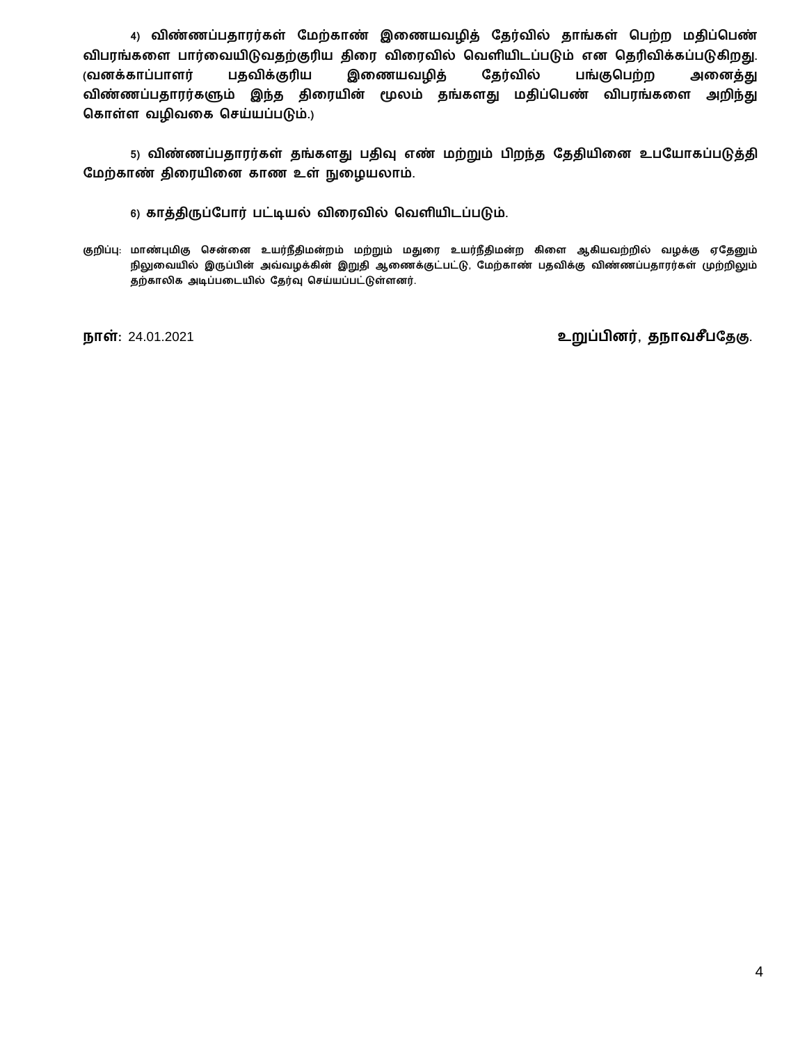**4) விண்ணப்பதாரர்கள் மேற்காண் இணையவழித் தேர்வில் தாங்கள் பெற்ற மதிப்பெண் விபரங்களை பார்வையிடுவதற்குரிய திரை விரைவில் வெளியிடப்படும் என தெரிவிக்கப்படுகிறது. (வனக்காப்பாளர் பதவிக்குரிய இணையவழித் தேர்வில் பங்குபெற்ற அனைத்து விண்ணப்பதாரர்களும் இந்த திரையின் மூலம் தங்களது மதிப்பெண் விபரங்களை அறிந்து கொள்ள வழிவகை செய்யப்படும்.)**

**5) விண்ணப்பதாரர்கள் தங்களது பதிவு எண் மற்றும் பிறந்த தேதியினை உபயோகப்படுத்தி மேற்காண் திரையினை காண உள் நுழையலாம்.**

**6) காத்திருப்போர் பட்டியல் விரைவில் வெளியிடப்படும்.**

குறிப்பு: மாண்புமிகு சென்னை உயர்நீதிமன்றம் மற்றும் மதுரை உயர்நீதிமன்ற கிளை ஆகியவற்றில் வழக்கு ஏதேனும் நிலுவையில் இருப்பின் அவ்வழக்கின் இறுதி ஆணைக்குட்பட்டு, மேற்காண் பதவிக்கு விண்ணப்பதாரர்கள் முற்றிலும் தற்காலிக அடிப்படையில் தேர்வு செய்யப்பட்டுள்ளனர்.

**நாள்:** 24.01.2021 **உறுப்பினர், தநாவசீபதேகு.**